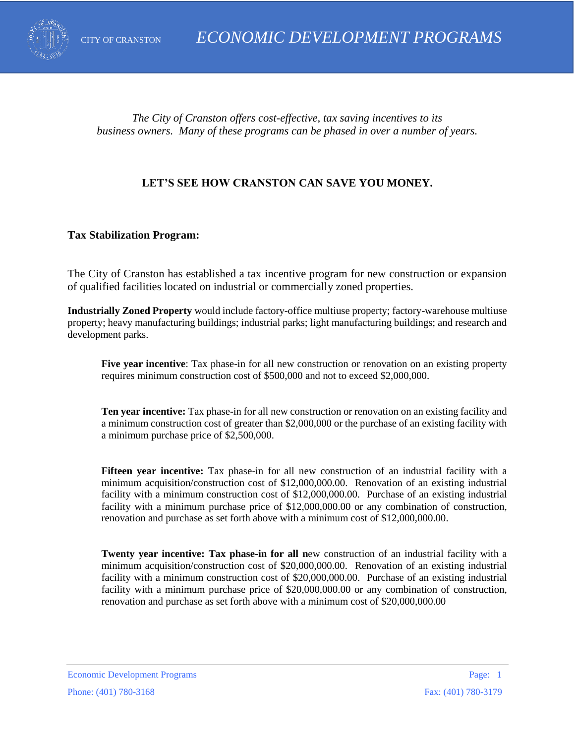# ECONOMIC DEVELOPMENT PROGRAMS

CITY OF CRANSTON

*The City of Cranston offers cost-effective, tax saving incentives to its business owners. Many of these programs can be phased in over a number of years.*

**LET'S SEE HOW CRANSTON CAN SAVE YOU MONEY.**

## Tax Stabilization Program:

The City of Cranston has established a tax incentive program for new construction or expansion of qualified facilities located on industrial or commercially zoned properties.

**Industrially Zoned Property** would include factory-office multiuse property; factory-warehouse multiuse property; heavy manufacturing buildings; industrial parks; light manufacturing buildings; and research and development parks.

> **Five year incentive**: Tax phase-in for all new construction or renovation on an existing property requires minimum construction cost of $500,000 and not to exceed $2,000,000.
>
> **Ten year incentive:** Tax phase-in for all new construction or renovation on an existing facility and a minimum construction cost of greater than $2,000,000 or the purchase of an existing facility with a minimum purchase price of $2,500,000.
>
> **Fifteen year incentive:** Tax phase-in for all new construction of an industrial facility with a minimum acquisition/construction cost of $12,000,000.00. Renovation of an existing industrial facility with a minimum construction cost of $12,000,000.00. Purchase of an existing industrial facility with a minimum purchase price of $12,000,000.00 or any combination of construction, renovation and purchase as set forth above with a minimum cost of $12,000,000.00.
>
> **Twenty year incentive: Tax phase-in for all n**ew construction of an industrial facility with a minimum acquisition/construction cost of $20,000,000.00. Renovation of an existing industrial facility with a minimum construction cost of $20,000,000.00. Purchase of an existing industrial facility with a minimum purchase price of $20,000,000.00 or any combination of construction, renovation and purchase as set forth above with a minimum cost of $20,000,000.00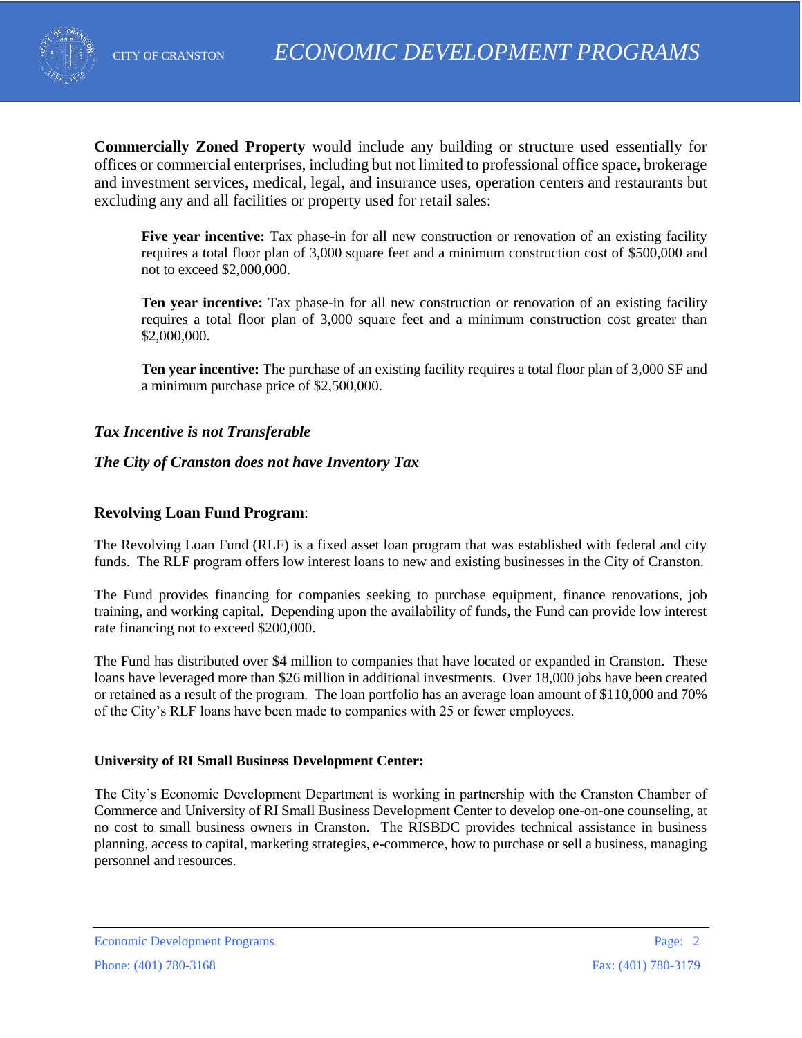**Commercially Zoned Property** would include any building or structure used essentially for offices or commercial enterprises, including but not limited to professional office space, brokerage and investment services, medical, legal, and insurance uses, operation centers and restaurants but excluding any and all facilities or property used for retail sales:

> **Five year incentive:** Tax phase-in for all new construction or renovation of an existing facility requires a total floor plan of 3,000 square feet and a minimum construction cost of $500,000 and not to exceed $2,000,000.
>
> **Ten year incentive:** Tax phase-in for all new construction or renovation of an existing facility requires a total floor plan of 3,000 square feet and a minimum construction cost greater than $2,000,000.
>
> **Ten year incentive:** The purchase of an existing facility requires a total floor plan of 3,000 SF and a minimum purchase price of $2,500,000.

***Tax Incentive is not Transferable***

***The City of Cranston does not have Inventory Tax***

## **Revolving Loan Fund Program**:

The Revolving Loan Fund (RLF) is a fixed asset loan program that was established with federal and city funds. The RLF program offers low interest loans to new and existing businesses in the City of Cranston.

The Fund provides financing for companies seeking to purchase equipment, finance renovations, job training, and working capital. Depending upon the availability of funds, the Fund can provide low interest rate financing not to exceed $200,000.

The Fund has distributed over $4 million to companies that have located or expanded in Cranston. These loans have leveraged more than $26 million in additional investments. Over 18,000 jobs have been created or retained as a result of the program. The loan portfolio has an average loan amount of $110,000 and 70% of the City's RLF loans have been made to companies with 25 or fewer employees.

### **University of RI Small Business Development Center:**

The City's Economic Development Department is working in partnership with the Cranston Chamber of Commerce and University of RI Small Business Development Center to develop one-on-one counseling, at no cost to small business owners in Cranston. The RISBDC provides technical assistance in business planning, access to capital, marketing strategies, e-commerce, how to purchase or sell a business, managing personnel and resources.